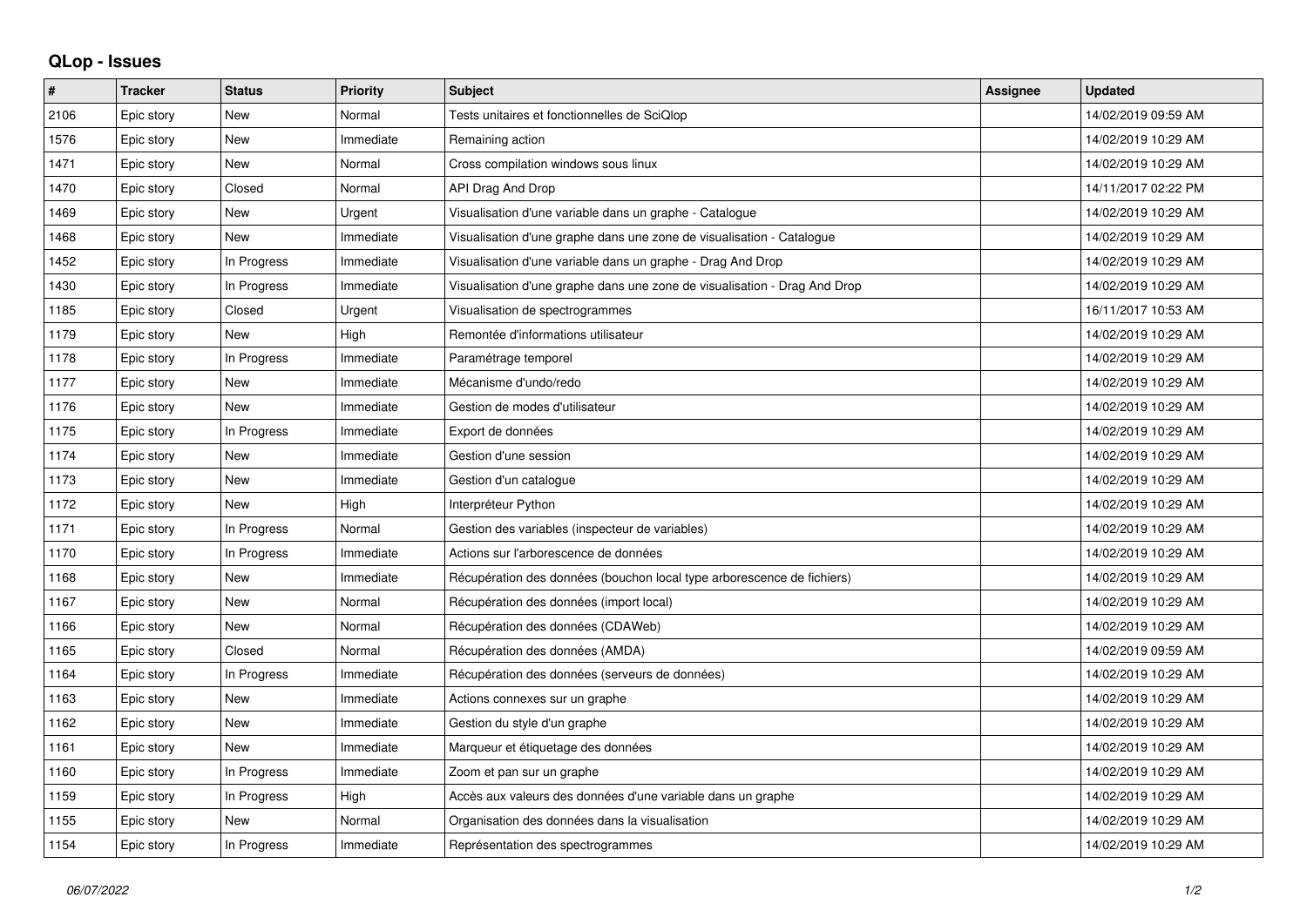## QLop - Issues

| # | Tracker | Status | Priority | Subject | Assignee | Updated |
|---|---|---|---|---|---|---|
| 2106 | Epic story | New | Normal | Tests unitaires et fonctionnelles de SciQlop | | 14/02/2019 09:59 AM |
| 1576 | Epic story | New | Immediate | Remaining action | | 14/02/2019 10:29 AM |
| 1471 | Epic story | New | Normal | Cross compilation windows sous linux | | 14/02/2019 10:29 AM |
| 1470 | Epic story | Closed | Normal | API Drag And Drop | | 14/11/2017 02:22 PM |
| 1469 | Epic story | New | Urgent | Visualisation d'une variable dans un graphe - Catalogue | | 14/02/2019 10:29 AM |
| 1468 | Epic story | New | Immediate | Visualisation d'une graphe dans une zone de visualisation - Catalogue | | 14/02/2019 10:29 AM |
| 1452 | Epic story | In Progress | Immediate | Visualisation d'une variable dans un graphe - Drag And Drop | | 14/02/2019 10:29 AM |
| 1430 | Epic story | In Progress | Immediate | Visualisation d'une graphe dans une zone de visualisation - Drag And Drop | | 14/02/2019 10:29 AM |
| 1185 | Epic story | Closed | Urgent | Visualisation de spectrogrammes | | 16/11/2017 10:53 AM |
| 1179 | Epic story | New | High | Remontée d'informations utilisateur | | 14/02/2019 10:29 AM |
| 1178 | Epic story | In Progress | Immediate | Paramétrage temporel | | 14/02/2019 10:29 AM |
| 1177 | Epic story | New | Immediate | Mécanisme d'undo/redo | | 14/02/2019 10:29 AM |
| 1176 | Epic story | New | Immediate | Gestion de modes d'utilisateur | | 14/02/2019 10:29 AM |
| 1175 | Epic story | In Progress | Immediate | Export de données | | 14/02/2019 10:29 AM |
| 1174 | Epic story | New | Immediate | Gestion d'une session | | 14/02/2019 10:29 AM |
| 1173 | Epic story | New | Immediate | Gestion d'un catalogue | | 14/02/2019 10:29 AM |
| 1172 | Epic story | New | High | Interpréteur Python | | 14/02/2019 10:29 AM |
| 1171 | Epic story | In Progress | Normal | Gestion des variables (inspecteur de variables) | | 14/02/2019 10:29 AM |
| 1170 | Epic story | In Progress | Immediate | Actions sur l'arborescence de données | | 14/02/2019 10:29 AM |
| 1168 | Epic story | New | Immediate | Récupération des données (bouchon local type arborescence de fichiers) | | 14/02/2019 10:29 AM |
| 1167 | Epic story | New | Normal | Récupération des données (import local) | | 14/02/2019 10:29 AM |
| 1166 | Epic story | New | Normal | Récupération des données (CDAWeb) | | 14/02/2019 10:29 AM |
| 1165 | Epic story | Closed | Normal | Récupération des données (AMDA) | | 14/02/2019 09:59 AM |
| 1164 | Epic story | In Progress | Immediate | Récupération des données (serveurs de données) | | 14/02/2019 10:29 AM |
| 1163 | Epic story | New | Immediate | Actions connexes sur un graphe | | 14/02/2019 10:29 AM |
| 1162 | Epic story | New | Immediate | Gestion du style d'un graphe | | 14/02/2019 10:29 AM |
| 1161 | Epic story | New | Immediate | Marqueur et étiquetage des données | | 14/02/2019 10:29 AM |
| 1160 | Epic story | In Progress | Immediate | Zoom et pan sur un graphe | | 14/02/2019 10:29 AM |
| 1159 | Epic story | In Progress | High | Accès aux valeurs des données d'une variable dans un graphe | | 14/02/2019 10:29 AM |
| 1155 | Epic story | New | Normal | Organisation des données dans la visualisation | | 14/02/2019 10:29 AM |
| 1154 | Epic story | In Progress | Immediate | Représentation des spectrogrammes | | 14/02/2019 10:29 AM |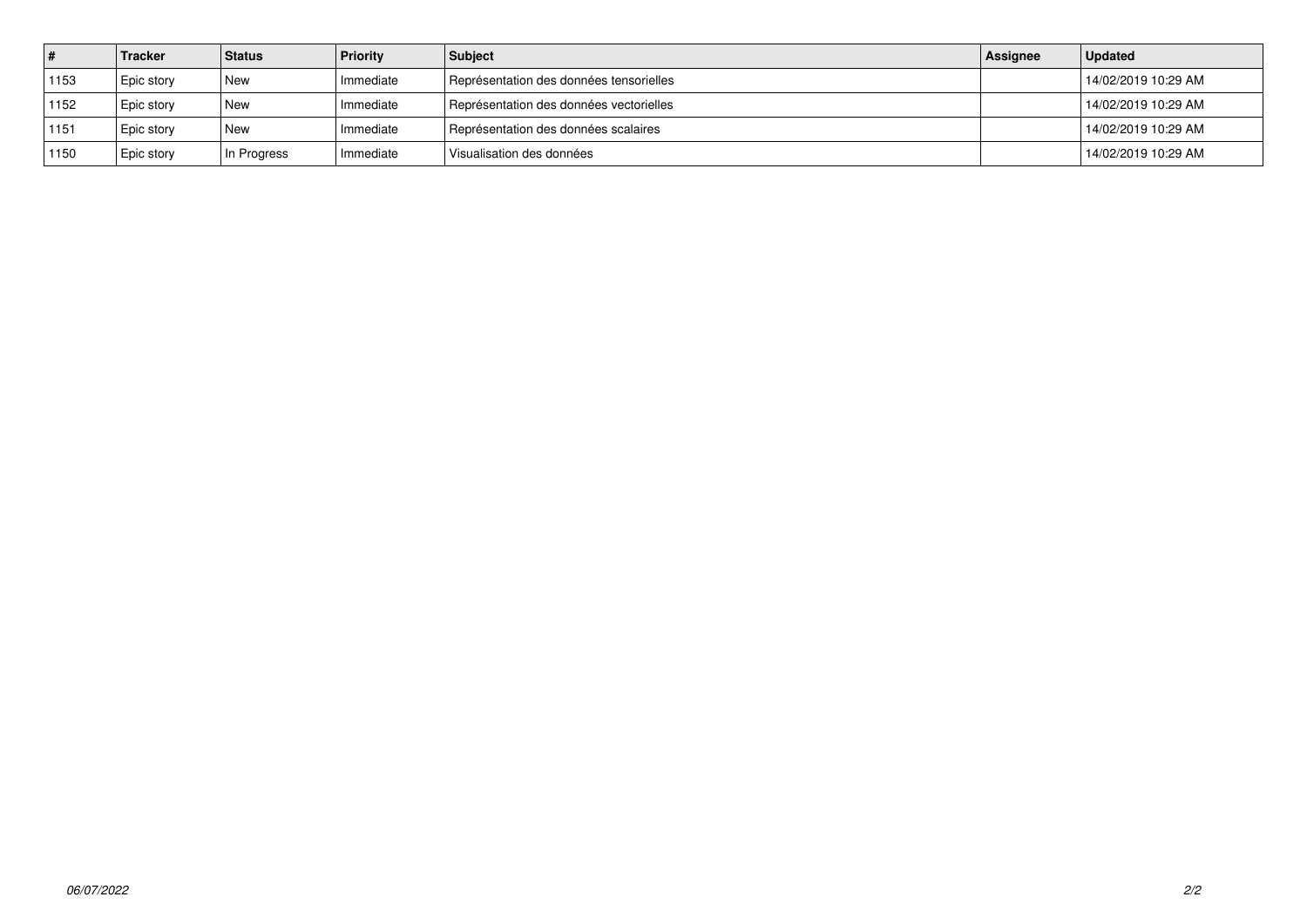| # | Tracker | Status | Priority | Subject | Assignee | Updated |
|---|---|---|---|---|---|---|
| 1153 | Epic story | New | Immediate | Représentation des données tensorielles | | 14/02/2019 10:29 AM |
| 1152 | Epic story | New | Immediate | Représentation des données vectorielles | | 14/02/2019 10:29 AM |
| 1151 | Epic story | New | Immediate | Représentation des données scalaires | | 14/02/2019 10:29 AM |
| 1150 | Epic story | In Progress | Immediate | Visualisation des données | | 14/02/2019 10:29 AM |